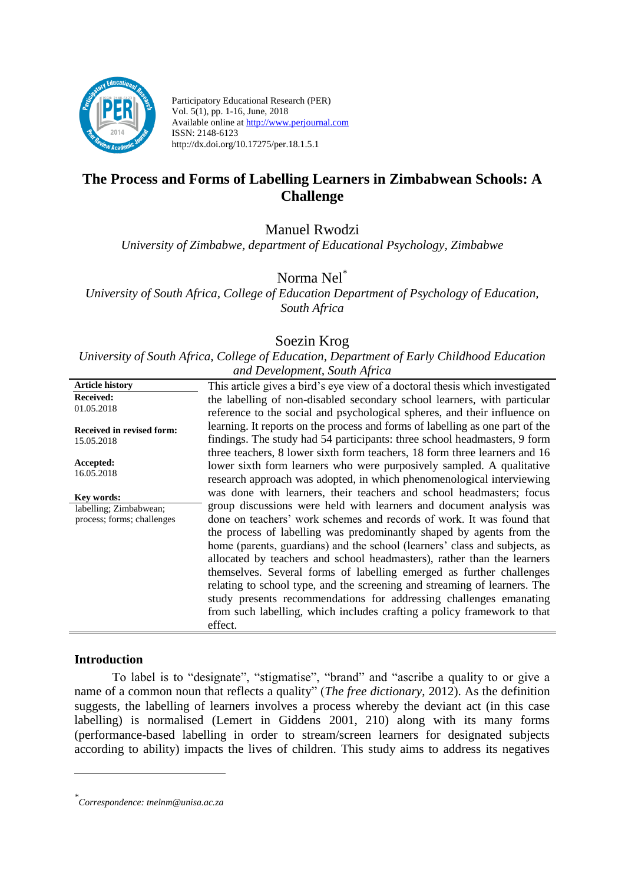Participatory Educational Research (PER)
Vol. 5(1), pp. 1-16, June, 2018
Available online at http://www.perjournal.com
ISSN: 2148-6123
http://dx.doi.org/10.17275/per.18.1.5.1

# The Process and Forms of Labelling Learners in Zimbabwean Schools: A Challenge

Manuel Rwodzi
*University of Zimbabwe, department of Educational Psychology, Zimbabwe*

Norma Nel*
*University of South Africa, College of Education Department of Psychology of Education, South Africa*

Soezin Krog
*University of South Africa, College of Education, Department of Early Childhood Education and Development, South Africa*

| Article history | |
|---|---|
| **Received:** 01.05.2018 **Received in revised form:** 15.05.2018 **Accepted:** 16.05.2018 **Key words:** labelling; Zimbabwean; process; forms; challenges | This article gives a bird's eye view of a doctoral thesis which investigated the labelling of non-disabled secondary school learners, with particular reference to the social and psychological spheres, and their influence on learning. It reports on the process and forms of labelling as one part of the findings. The study had 54 participants: three school headmasters, 9 form three teachers, 8 lower sixth form teachers, 18 form three learners and 16 lower sixth form learners who were purposively sampled. A qualitative research approach was adopted, in which phenomenological interviewing was done with learners, their teachers and school headmasters; focus group discussions were held with learners and document analysis was done on teachers' work schemes and records of work. It was found that the process of labelling was predominantly shaped by agents from the home (parents, guardians) and the school (learners' class and subjects, as allocated by teachers and school headmasters), rather than the learners themselves. Several forms of labelling emerged as further challenges relating to school type, and the screening and streaming of learners. The study presents recommendations for addressing challenges emanating from such labelling, which includes crafting a policy framework to that effect. |

## Introduction

To label is to "designate", "stigmatise", "brand" and "ascribe a quality to or give a name of a common noun that reflects a quality" (*The free dictionary*, 2012). As the definition suggests, the labelling of learners involves a process whereby the deviant act (in this case labelling) is normalised (Lemert in Giddens 2001, 210) along with its many forms (performance-based labelling in order to stream/screen learners for designated subjects according to ability) impacts the lives of children. This study aims to address its negatives

---

*Correspondence: tnelnm@unisa.ac.za*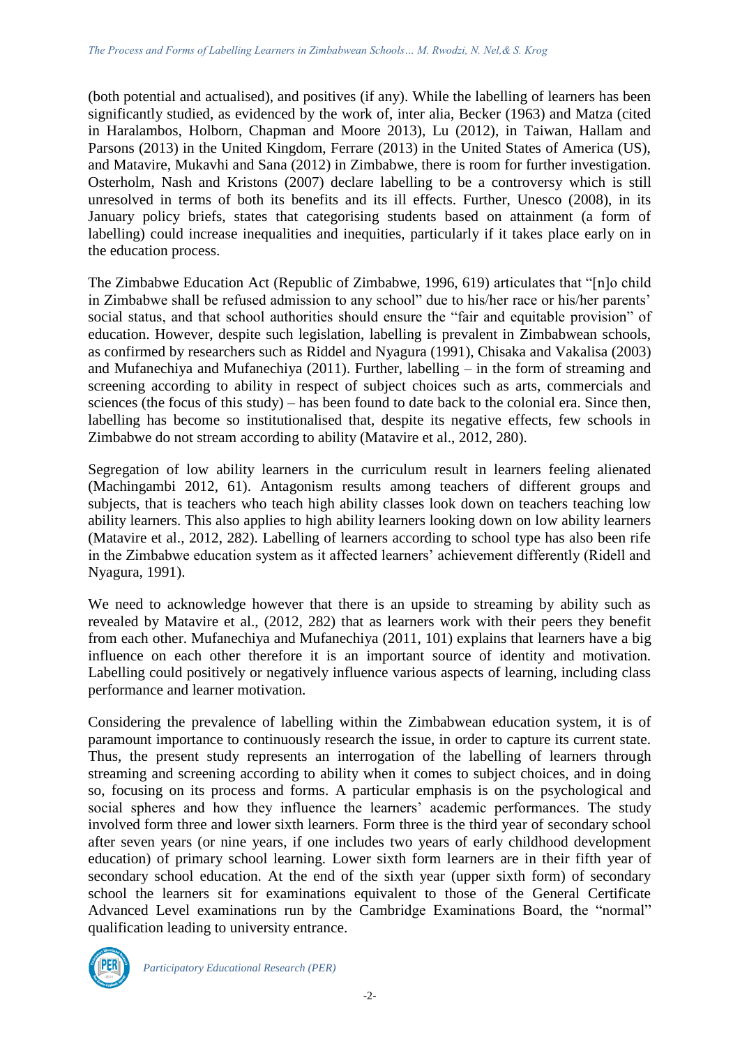(both potential and actualised), and positives (if any). While the labelling of learners has been significantly studied, as evidenced by the work of, inter alia, Becker (1963) and Matza (cited in Haralambos, Holborn, Chapman and Moore 2013), Lu (2012), in Taiwan, Hallam and Parsons (2013) in the United Kingdom, Ferrare (2013) in the United States of America (US), and Matavire, Mukavhi and Sana (2012) in Zimbabwe, there is room for further investigation. Osterholm, Nash and Kristons (2007) declare labelling to be a controversy which is still unresolved in terms of both its benefits and its ill effects. Further, Unesco (2008), in its January policy briefs, states that categorising students based on attainment (a form of labelling) could increase inequalities and inequities, particularly if it takes place early on in the education process.

The Zimbabwe Education Act (Republic of Zimbabwe, 1996, 619) articulates that "[n]o child in Zimbabwe shall be refused admission to any school" due to his/her race or his/her parents' social status, and that school authorities should ensure the "fair and equitable provision" of education. However, despite such legislation, labelling is prevalent in Zimbabwean schools, as confirmed by researchers such as Riddel and Nyagura (1991), Chisaka and Vakalisa (2003) and Mufanechiya and Mufanechiya (2011). Further, labelling – in the form of streaming and screening according to ability in respect of subject choices such as arts, commercials and sciences (the focus of this study) – has been found to date back to the colonial era. Since then, labelling has become so institutionalised that, despite its negative effects, few schools in Zimbabwe do not stream according to ability (Matavire et al., 2012, 280).

Segregation of low ability learners in the curriculum result in learners feeling alienated (Machingambi 2012, 61). Antagonism results among teachers of different groups and subjects, that is teachers who teach high ability classes look down on teachers teaching low ability learners. This also applies to high ability learners looking down on low ability learners (Matavire et al., 2012, 282). Labelling of learners according to school type has also been rife in the Zimbabwe education system as it affected learners' achievement differently (Ridell and Nyagura, 1991).

We need to acknowledge however that there is an upside to streaming by ability such as revealed by Matavire et al., (2012, 282) that as learners work with their peers they benefit from each other. Mufanechiya and Mufanechiya (2011, 101) explains that learners have a big influence on each other therefore it is an important source of identity and motivation. Labelling could positively or negatively influence various aspects of learning, including class performance and learner motivation.

Considering the prevalence of labelling within the Zimbabwean education system, it is of paramount importance to continuously research the issue, in order to capture its current state. Thus, the present study represents an interrogation of the labelling of learners through streaming and screening according to ability when it comes to subject choices, and in doing so, focusing on its process and forms. A particular emphasis is on the psychological and social spheres and how they influence the learners' academic performances. The study involved form three and lower sixth learners. Form three is the third year of secondary school after seven years (or nine years, if one includes two years of early childhood development education) of primary school learning. Lower sixth form learners are in their fifth year of secondary school education. At the end of the sixth year (upper sixth form) of secondary school the learners sit for examinations equivalent to those of the General Certificate Advanced Level examinations run by the Cambridge Examinations Board, the "normal" qualification leading to university entrance.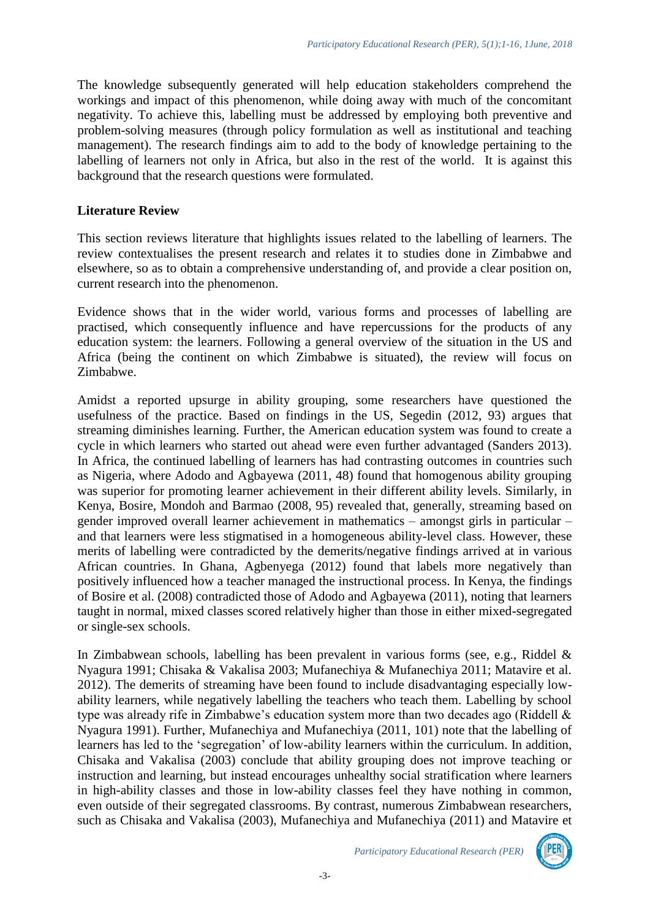The knowledge subsequently generated will help education stakeholders comprehend the workings and impact of this phenomenon, while doing away with much of the concomitant negativity. To achieve this, labelling must be addressed by employing both preventive and problem-solving measures (through policy formulation as well as institutional and teaching management). The research findings aim to add to the body of knowledge pertaining to the labelling of learners not only in Africa, but also in the rest of the world. It is against this background that the research questions were formulated.

## Literature Review

This section reviews literature that highlights issues related to the labelling of learners. The review contextualises the present research and relates it to studies done in Zimbabwe and elsewhere, so as to obtain a comprehensive understanding of, and provide a clear position on, current research into the phenomenon.

Evidence shows that in the wider world, various forms and processes of labelling are practised, which consequently influence and have repercussions for the products of any education system: the learners. Following a general overview of the situation in the US and Africa (being the continent on which Zimbabwe is situated), the review will focus on Zimbabwe.

Amidst a reported upsurge in ability grouping, some researchers have questioned the usefulness of the practice. Based on findings in the US, Segedin (2012, 93) argues that streaming diminishes learning. Further, the American education system was found to create a cycle in which learners who started out ahead were even further advantaged (Sanders 2013). In Africa, the continued labelling of learners has had contrasting outcomes in countries such as Nigeria, where Adodo and Agbayewa (2011, 48) found that homogenous ability grouping was superior for promoting learner achievement in their different ability levels. Similarly, in Kenya, Bosire, Mondoh and Barmao (2008, 95) revealed that, generally, streaming based on gender improved overall learner achievement in mathematics – amongst girls in particular – and that learners were less stigmatised in a homogeneous ability-level class. However, these merits of labelling were contradicted by the demerits/negative findings arrived at in various African countries. In Ghana, Agbenyega (2012) found that labels more negatively than positively influenced how a teacher managed the instructional process. In Kenya, the findings of Bosire et al. (2008) contradicted those of Adodo and Agbayewa (2011), noting that learners taught in normal, mixed classes scored relatively higher than those in either mixed-segregated or single-sex schools.

In Zimbabwean schools, labelling has been prevalent in various forms (see, e.g., Riddel & Nyagura 1991; Chisaka & Vakalisa 2003; Mufanechiya & Mufanechiya 2011; Matavire et al. 2012). The demerits of streaming have been found to include disadvantaging especially low-ability learners, while negatively labelling the teachers who teach them. Labelling by school type was already rife in Zimbabwe's education system more than two decades ago (Riddell & Nyagura 1991). Further, Mufanechiya and Mufanechiya (2011, 101) note that the labelling of learners has led to the 'segregation' of low-ability learners within the curriculum. In addition, Chisaka and Vakalisa (2003) conclude that ability grouping does not improve teaching or instruction and learning, but instead encourages unhealthy social stratification where learners in high-ability classes and those in low-ability classes feel they have nothing in common, even outside of their segregated classrooms. By contrast, numerous Zimbabwean researchers, such as Chisaka and Vakalisa (2003), Mufanechiya and Mufanechiya (2011) and Matavire et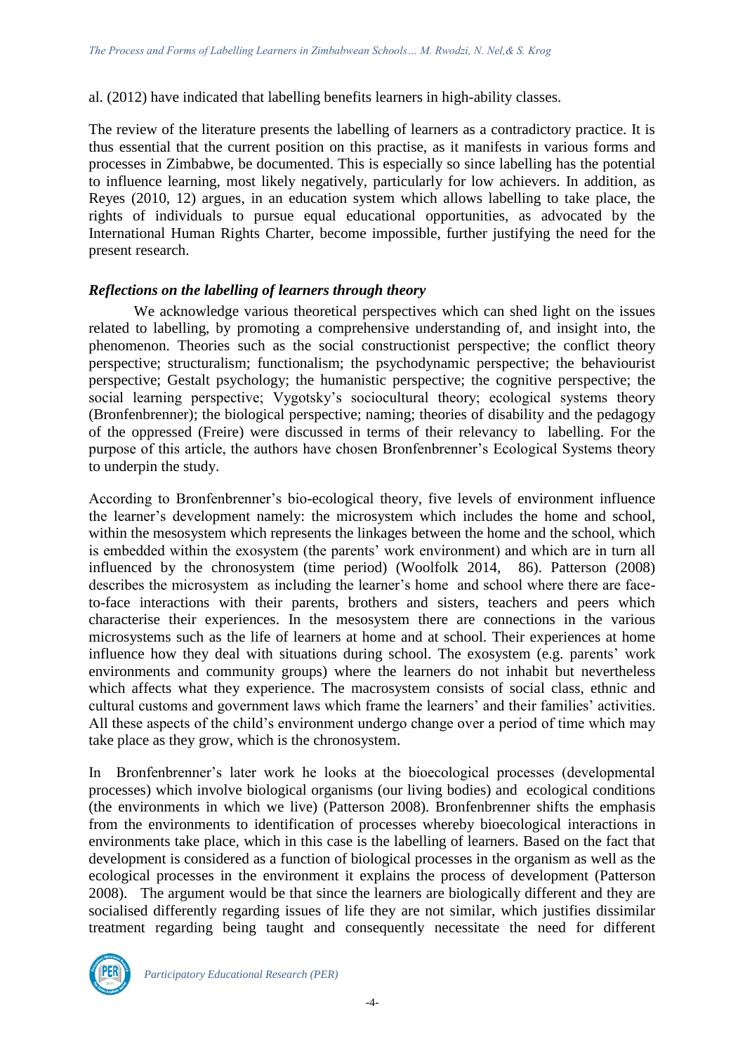al. (2012) have indicated that labelling benefits learners in high-ability classes.

The review of the literature presents the labelling of learners as a contradictory practice. It is thus essential that the current position on this practise, as it manifests in various forms and processes in Zimbabwe, be documented. This is especially so since labelling has the potential to influence learning, most likely negatively, particularly for low achievers. In addition, as Reyes (2010, 12) argues, in an education system which allows labelling to take place, the rights of individuals to pursue equal educational opportunities, as advocated by the International Human Rights Charter, become impossible, further justifying the need for the present research.

### *Reflections on the labelling of learners through theory*

We acknowledge various theoretical perspectives which can shed light on the issues related to labelling, by promoting a comprehensive understanding of, and insight into, the phenomenon. Theories such as the social constructionist perspective; the conflict theory perspective; structuralism; functionalism; the psychodynamic perspective; the behaviourist perspective; Gestalt psychology; the humanistic perspective; the cognitive perspective; the social learning perspective; Vygotsky's sociocultural theory; ecological systems theory (Bronfenbrenner); the biological perspective; naming; theories of disability and the pedagogy of the oppressed (Freire) were discussed in terms of their relevancy to labelling. For the purpose of this article, the authors have chosen Bronfenbrenner's Ecological Systems theory to underpin the study.

According to Bronfenbrenner's bio-ecological theory, five levels of environment influence the learner's development namely: the microsystem which includes the home and school, within the mesosystem which represents the linkages between the home and the school, which is embedded within the exosystem (the parents' work environment) and which are in turn all influenced by the chronosystem (time period) (Woolfolk 2014, 86). Patterson (2008) describes the microsystem as including the learner's home and school where there are face-to-face interactions with their parents, brothers and sisters, teachers and peers which characterise their experiences. In the mesosystem there are connections in the various microsystems such as the life of learners at home and at school. Their experiences at home influence how they deal with situations during school. The exosystem (e.g. parents' work environments and community groups) where the learners do not inhabit but nevertheless which affects what they experience. The macrosystem consists of social class, ethnic and cultural customs and government laws which frame the learners' and their families' activities. All these aspects of the child's environment undergo change over a period of time which may take place as they grow, which is the chronosystem.

In Bronfenbrenner's later work he looks at the bioecological processes (developmental processes) which involve biological organisms (our living bodies) and ecological conditions (the environments in which we live) (Patterson 2008). Bronfenbrenner shifts the emphasis from the environments to identification of processes whereby bioecological interactions in environments take place, which in this case is the labelling of learners. Based on the fact that development is considered as a function of biological processes in the organism as well as the ecological processes in the environment it explains the process of development (Patterson 2008). The argument would be that since the learners are biologically different and they are socialised differently regarding issues of life they are not similar, which justifies dissimilar treatment regarding being taught and consequently necessitate the need for different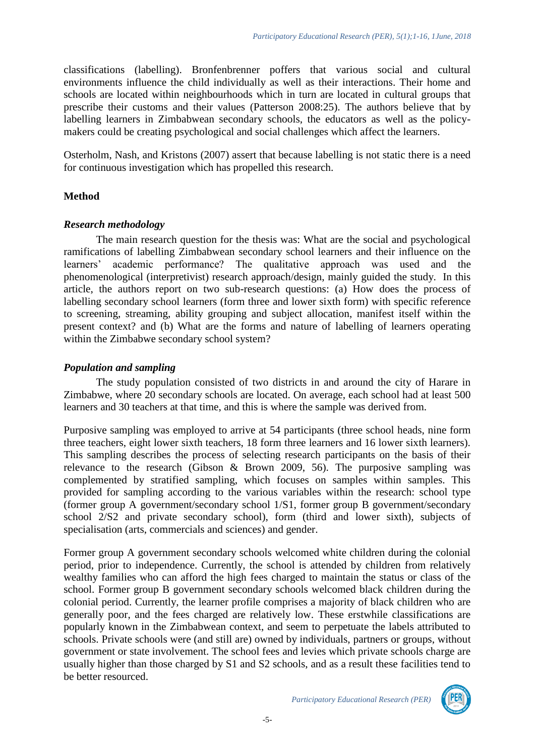classifications (labelling). Bronfenbrenner poffers that various social and cultural environments influence the child individually as well as their interactions. Their home and schools are located within neighbourhoods which in turn are located in cultural groups that prescribe their customs and their values (Patterson 2008:25). The authors believe that by labelling learners in Zimbabwean secondary schools, the educators as well as the policy-makers could be creating psychological and social challenges which affect the learners.

Osterholm, Nash, and Kristons (2007) assert that because labelling is not static there is a need for continuous investigation which has propelled this research.

## Method

### *Research methodology*

The main research question for the thesis was: What are the social and psychological ramifications of labelling Zimbabwean secondary school learners and their influence on the learners' academic performance? The qualitative approach was used and the phenomenological (interpretivist) research approach/design, mainly guided the study. In this article, the authors report on two sub-research questions: (a) How does the process of labelling secondary school learners (form three and lower sixth form) with specific reference to screening, streaming, ability grouping and subject allocation, manifest itself within the present context? and (b) What are the forms and nature of labelling of learners operating within the Zimbabwe secondary school system?

### *Population and sampling*

The study population consisted of two districts in and around the city of Harare in Zimbabwe, where 20 secondary schools are located. On average, each school had at least 500 learners and 30 teachers at that time, and this is where the sample was derived from.

Purposive sampling was employed to arrive at 54 participants (three school heads, nine form three teachers, eight lower sixth teachers, 18 form three learners and 16 lower sixth learners). This sampling describes the process of selecting research participants on the basis of their relevance to the research (Gibson & Brown 2009, 56). The purposive sampling was complemented by stratified sampling, which focuses on samples within samples. This provided for sampling according to the various variables within the research: school type (former group A government/secondary school 1/S1, former group B government/secondary school 2/S2 and private secondary school), form (third and lower sixth), subjects of specialisation (arts, commercials and sciences) and gender.

Former group A government secondary schools welcomed white children during the colonial period, prior to independence. Currently, the school is attended by children from relatively wealthy families who can afford the high fees charged to maintain the status or class of the school. Former group B government secondary schools welcomed black children during the colonial period. Currently, the learner profile comprises a majority of black children who are generally poor, and the fees charged are relatively low. These erstwhile classifications are popularly known in the Zimbabwean context, and seem to perpetuate the labels attributed to schools. Private schools were (and still are) owned by individuals, partners or groups, without government or state involvement. The school fees and levies which private schools charge are usually higher than those charged by S1 and S2 schools, and as a result these facilities tend to be better resourced.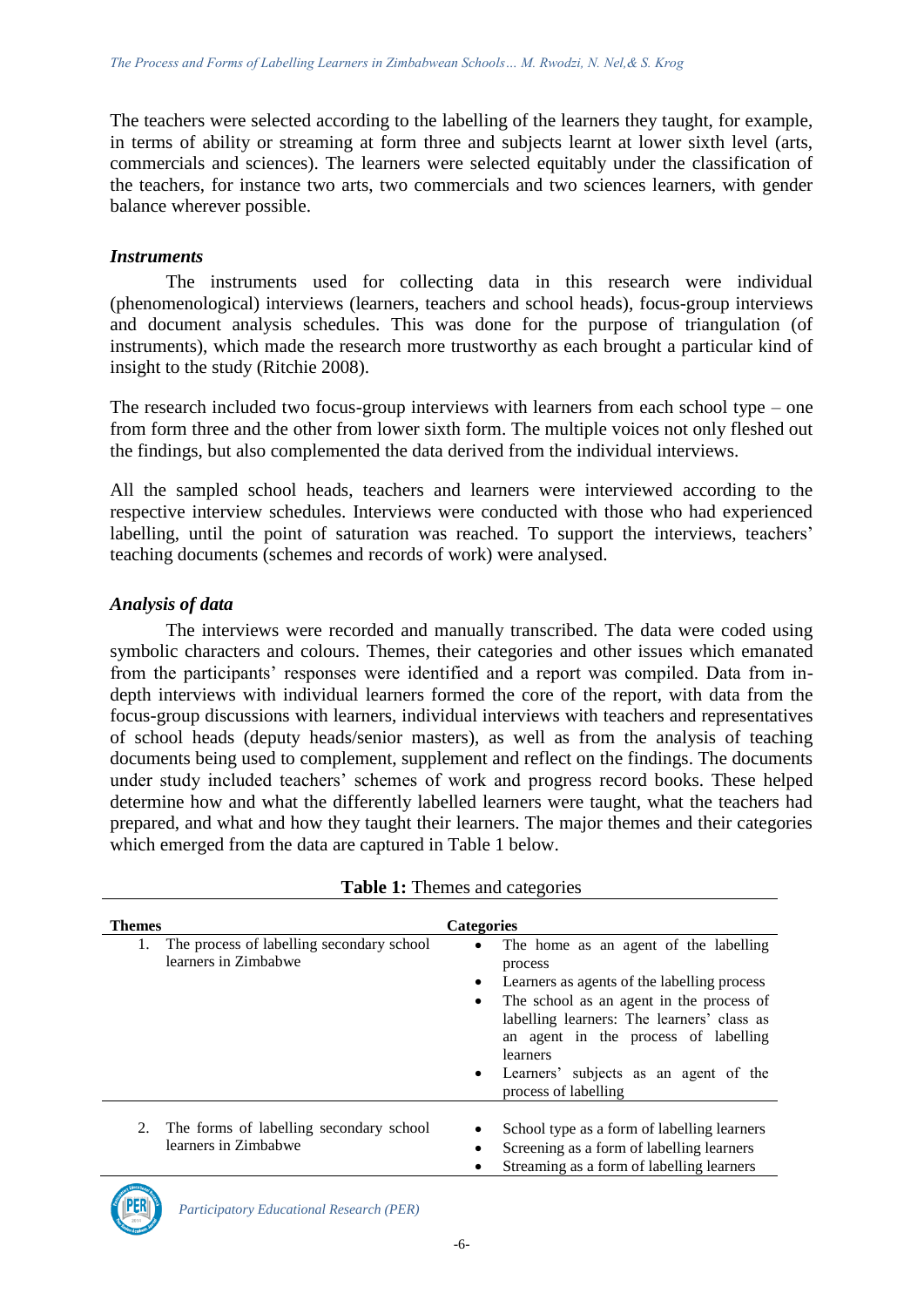The teachers were selected according to the labelling of the learners they taught, for example, in terms of ability or streaming at form three and subjects learnt at lower sixth level (arts, commercials and sciences). The learners were selected equitably under the classification of the teachers, for instance two arts, two commercials and two sciences learners, with gender balance wherever possible.

### *Instruments*

The instruments used for collecting data in this research were individual (phenomenological) interviews (learners, teachers and school heads), focus-group interviews and document analysis schedules. This was done for the purpose of triangulation (of instruments), which made the research more trustworthy as each brought a particular kind of insight to the study (Ritchie 2008).

The research included two focus-group interviews with learners from each school type – one from form three and the other from lower sixth form. The multiple voices not only fleshed out the findings, but also complemented the data derived from the individual interviews.

All the sampled school heads, teachers and learners were interviewed according to the respective interview schedules. Interviews were conducted with those who had experienced labelling, until the point of saturation was reached. To support the interviews, teachers' teaching documents (schemes and records of work) were analysed.

### *Analysis of data*

The interviews were recorded and manually transcribed. The data were coded using symbolic characters and colours. Themes, their categories and other issues which emanated from the participants' responses were identified and a report was compiled. Data from in-depth interviews with individual learners formed the core of the report, with data from the focus-group discussions with learners, individual interviews with teachers and representatives of school heads (deputy heads/senior masters), as well as from the analysis of teaching documents being used to complement, supplement and reflect on the findings. The documents under study included teachers' schemes of work and progress record books. These helped determine how and what the differently labelled learners were taught, what the teachers had prepared, and what and how they taught their learners. The major themes and their categories which emerged from the data are captured in Table 1 below.

**Table 1:** Themes and categories

| Themes | Categories |
|---|---|
| 1. The process of labelling secondary school learners in Zimbabwe | • The home as an agent of the labelling process<br>• Learners as agents of the labelling process<br>• The school as an agent in the process of labelling learners: The learners' class as an agent in the process of labelling learners<br>• Learners' subjects as an agent of the process of labelling |
| 2. The forms of labelling secondary school learners in Zimbabwe | • School type as a form of labelling learners<br>• Screening as a form of labelling learners<br>• Streaming as a form of labelling learners |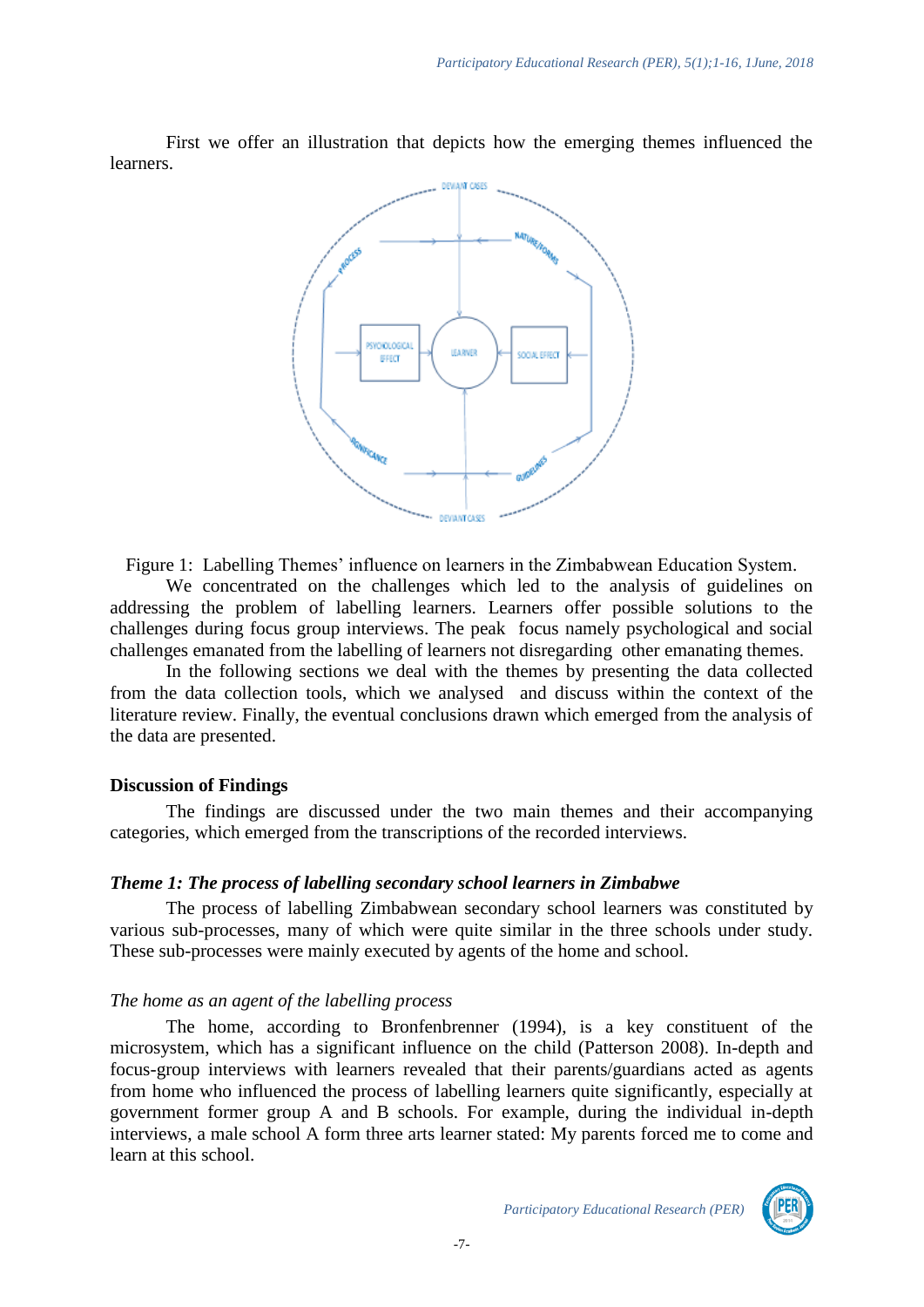First we offer an illustration that depicts how the emerging themes influenced the learners.

Figure 1: Labelling Themes' influence on learners in the Zimbabwean Education System.

We concentrated on the challenges which led to the analysis of guidelines on addressing the problem of labelling learners. Learners offer possible solutions to the challenges during focus group interviews. The peak focus namely psychological and social challenges emanated from the labelling of learners not disregarding other emanating themes.

In the following sections we deal with the themes by presenting the data collected from the data collection tools, which we analysed and discuss within the context of the literature review. Finally, the eventual conclusions drawn which emerged from the analysis of the data are presented.

## Discussion of Findings

The findings are discussed under the two main themes and their accompanying categories, which emerged from the transcriptions of the recorded interviews.

### *Theme 1: The process of labelling secondary school learners in Zimbabwe*

The process of labelling Zimbabwean secondary school learners was constituted by various sub-processes, many of which were quite similar in the three schools under study. These sub-processes were mainly executed by agents of the home and school.

#### *The home as an agent of the labelling process*

The home, according to Bronfenbrenner (1994), is a key constituent of the microsystem, which has a significant influence on the child (Patterson 2008). In-depth and focus-group interviews with learners revealed that their parents/guardians acted as agents from home who influenced the process of labelling learners quite significantly, especially at government former group A and B schools. For example, during the individual in-depth interviews, a male school A form three arts learner stated: My parents forced me to come and learn at this school.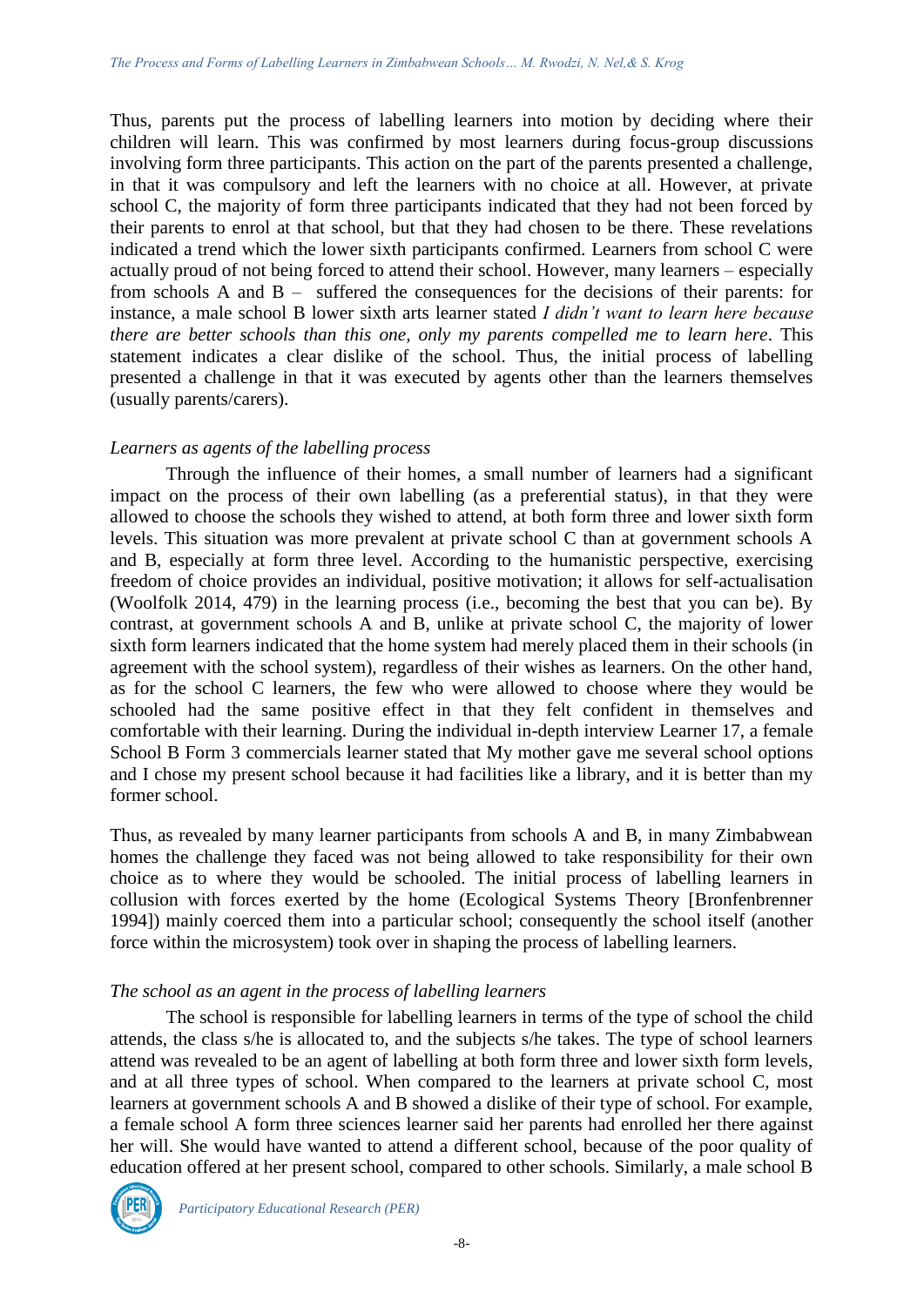Thus, parents put the process of labelling learners into motion by deciding where their children will learn. This was confirmed by most learners during focus-group discussions involving form three participants. This action on the part of the parents presented a challenge, in that it was compulsory and left the learners with no choice at all. However, at private school C, the majority of form three participants indicated that they had not been forced by their parents to enrol at that school, but that they had chosen to be there. These revelations indicated a trend which the lower sixth participants confirmed. Learners from school C were actually proud of not being forced to attend their school. However, many learners – especially from schools A and B – suffered the consequences for the decisions of their parents: for instance, a male school B lower sixth arts learner stated *I didn't want to learn here because there are better schools than this one, only my parents compelled me to learn here*. This statement indicates a clear dislike of the school. Thus, the initial process of labelling presented a challenge in that it was executed by agents other than the learners themselves (usually parents/carers).

### *Learners as agents of the labelling process*

Through the influence of their homes, a small number of learners had a significant impact on the process of their own labelling (as a preferential status), in that they were allowed to choose the schools they wished to attend, at both form three and lower sixth form levels. This situation was more prevalent at private school C than at government schools A and B, especially at form three level. According to the humanistic perspective, exercising freedom of choice provides an individual, positive motivation; it allows for self-actualisation (Woolfolk 2014, 479) in the learning process (i.e., becoming the best that you can be). By contrast, at government schools A and B, unlike at private school C, the majority of lower sixth form learners indicated that the home system had merely placed them in their schools (in agreement with the school system), regardless of their wishes as learners. On the other hand, as for the school C learners, the few who were allowed to choose where they would be schooled had the same positive effect in that they felt confident in themselves and comfortable with their learning. During the individual in-depth interview Learner 17, a female School B Form 3 commercials learner stated that My mother gave me several school options and I chose my present school because it had facilities like a library, and it is better than my former school.

Thus, as revealed by many learner participants from schools A and B, in many Zimbabwean homes the challenge they faced was not being allowed to take responsibility for their own choice as to where they would be schooled. The initial process of labelling learners in collusion with forces exerted by the home (Ecological Systems Theory [Bronfenbrenner 1994]) mainly coerced them into a particular school; consequently the school itself (another force within the microsystem) took over in shaping the process of labelling learners.

### *The school as an agent in the process of labelling learners*

The school is responsible for labelling learners in terms of the type of school the child attends, the class s/he is allocated to, and the subjects s/he takes. The type of school learners attend was revealed to be an agent of labelling at both form three and lower sixth form levels, and at all three types of school. When compared to the learners at private school C, most learners at government schools A and B showed a dislike of their type of school. For example, a female school A form three sciences learner said her parents had enrolled her there against her will. She would have wanted to attend a different school, because of the poor quality of education offered at her present school, compared to other schools. Similarly, a male school B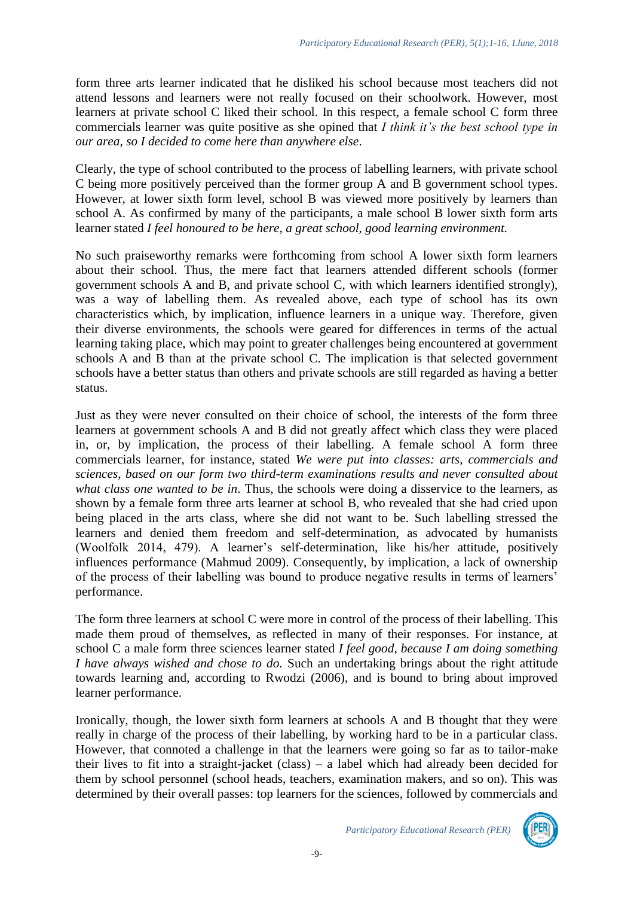form three arts learner indicated that he disliked his school because most teachers did not attend lessons and learners were not really focused on their schoolwork. However, most learners at private school C liked their school. In this respect, a female school C form three commercials learner was quite positive as she opined that *I think it's the best school type in our area, so I decided to come here than anywhere else*.

Clearly, the type of school contributed to the process of labelling learners, with private school C being more positively perceived than the former group A and B government school types. However, at lower sixth form level, school B was viewed more positively by learners than school A. As confirmed by many of the participants, a male school B lower sixth form arts learner stated *I feel honoured to be here, a great school, good learning environment.*

No such praiseworthy remarks were forthcoming from school A lower sixth form learners about their school. Thus, the mere fact that learners attended different schools (former government schools A and B, and private school C, with which learners identified strongly), was a way of labelling them. As revealed above, each type of school has its own characteristics which, by implication, influence learners in a unique way. Therefore, given their diverse environments, the schools were geared for differences in terms of the actual learning taking place, which may point to greater challenges being encountered at government schools A and B than at the private school C. The implication is that selected government schools have a better status than others and private schools are still regarded as having a better status.

Just as they were never consulted on their choice of school, the interests of the form three learners at government schools A and B did not greatly affect which class they were placed in, or, by implication, the process of their labelling. A female school A form three commercials learner, for instance, stated *We were put into classes: arts, commercials and sciences, based on our form two third-term examinations results and never consulted about what class one wanted to be in*. Thus, the schools were doing a disservice to the learners, as shown by a female form three arts learner at school B, who revealed that she had cried upon being placed in the arts class, where she did not want to be. Such labelling stressed the learners and denied them freedom and self-determination, as advocated by humanists (Woolfolk 2014, 479). A learner's self-determination, like his/her attitude, positively influences performance (Mahmud 2009). Consequently, by implication, a lack of ownership of the process of their labelling was bound to produce negative results in terms of learners' performance.

The form three learners at school C were more in control of the process of their labelling. This made them proud of themselves, as reflected in many of their responses. For instance, at school C a male form three sciences learner stated *I feel good, because I am doing something I have always wished and chose to do.* Such an undertaking brings about the right attitude towards learning and, according to Rwodzi (2006), and is bound to bring about improved learner performance.

Ironically, though, the lower sixth form learners at schools A and B thought that they were really in charge of the process of their labelling, by working hard to be in a particular class. However, that connoted a challenge in that the learners were going so far as to tailor-make their lives to fit into a straight-jacket (class) – a label which had already been decided for them by school personnel (school heads, teachers, examination makers, and so on). This was determined by their overall passes: top learners for the sciences, followed by commercials and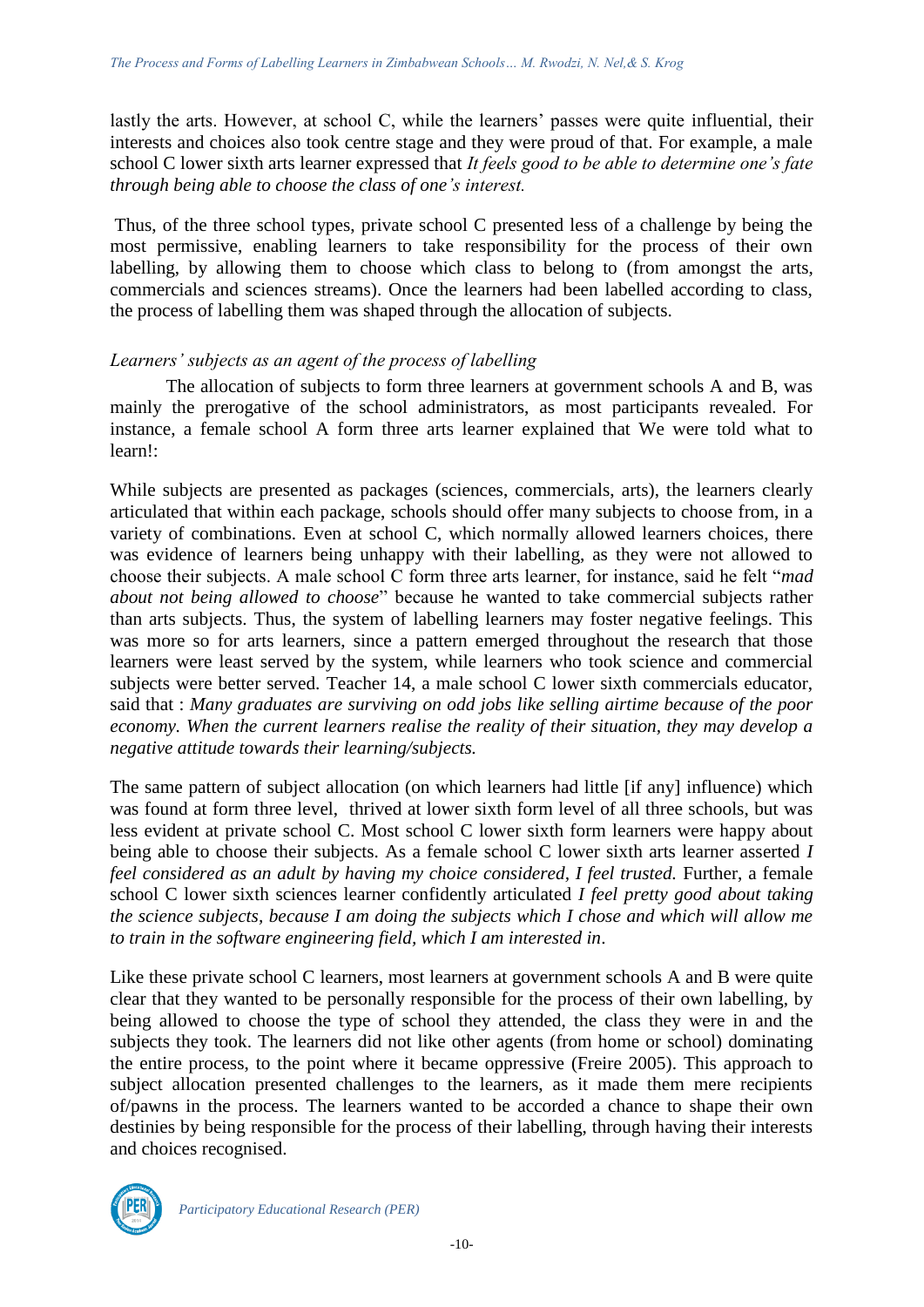lastly the arts. However, at school C, while the learners' passes were quite influential, their interests and choices also took centre stage and they were proud of that. For example, a male school C lower sixth arts learner expressed that *It feels good to be able to determine one's fate through being able to choose the class of one's interest.*

Thus, of the three school types, private school C presented less of a challenge by being the most permissive, enabling learners to take responsibility for the process of their own labelling, by allowing them to choose which class to belong to (from amongst the arts, commercials and sciences streams). Once the learners had been labelled according to class, the process of labelling them was shaped through the allocation of subjects.

### *Learners' subjects as an agent of the process of labelling*

The allocation of subjects to form three learners at government schools A and B, was mainly the prerogative of the school administrators, as most participants revealed. For instance, a female school A form three arts learner explained that We were told what to learn!:

While subjects are presented as packages (sciences, commercials, arts), the learners clearly articulated that within each package, schools should offer many subjects to choose from, in a variety of combinations. Even at school C, which normally allowed learners choices, there was evidence of learners being unhappy with their labelling, as they were not allowed to choose their subjects. A male school C form three arts learner, for instance, said he felt "*mad about not being allowed to choose*" because he wanted to take commercial subjects rather than arts subjects. Thus, the system of labelling learners may foster negative feelings. This was more so for arts learners, since a pattern emerged throughout the research that those learners were least served by the system, while learners who took science and commercial subjects were better served. Teacher 14, a male school C lower sixth commercials educator, said that : *Many graduates are surviving on odd jobs like selling airtime because of the poor economy. When the current learners realise the reality of their situation, they may develop a negative attitude towards their learning/subjects.*

The same pattern of subject allocation (on which learners had little [if any] influence) which was found at form three level, thrived at lower sixth form level of all three schools, but was less evident at private school C. Most school C lower sixth form learners were happy about being able to choose their subjects. As a female school C lower sixth arts learner asserted *I feel considered as an adult by having my choice considered, I feel trusted.* Further, a female school C lower sixth sciences learner confidently articulated *I feel pretty good about taking the science subjects, because I am doing the subjects which I chose and which will allow me to train in the software engineering field, which I am interested in*.

Like these private school C learners, most learners at government schools A and B were quite clear that they wanted to be personally responsible for the process of their own labelling, by being allowed to choose the type of school they attended, the class they were in and the subjects they took. The learners did not like other agents (from home or school) dominating the entire process, to the point where it became oppressive (Freire 2005). This approach to subject allocation presented challenges to the learners, as it made them mere recipients of/pawns in the process. The learners wanted to be accorded a chance to shape their own destinies by being responsible for the process of their labelling, through having their interests and choices recognised.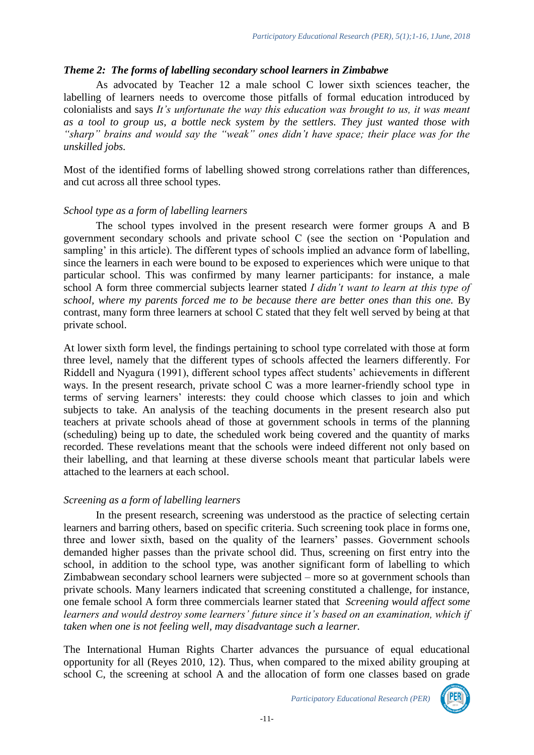### *Theme 2: The forms of labelling secondary school learners in Zimbabwe*

As advocated by Teacher 12 a male school C lower sixth sciences teacher, the labelling of learners needs to overcome those pitfalls of formal education introduced by colonialists and says *It's unfortunate the way this education was brought to us, it was meant as a tool to group us, a bottle neck system by the settlers. They just wanted those with "sharp" brains and would say the "weak" ones didn't have space; their place was for the unskilled jobs.*

Most of the identified forms of labelling showed strong correlations rather than differences, and cut across all three school types.

#### *School type as a form of labelling learners*

The school types involved in the present research were former groups A and B government secondary schools and private school C (see the section on 'Population and sampling' in this article). The different types of schools implied an advance form of labelling, since the learners in each were bound to be exposed to experiences which were unique to that particular school. This was confirmed by many learner participants: for instance, a male school A form three commercial subjects learner stated *I didn't want to learn at this type of school, where my parents forced me to be because there are better ones than this one.* By contrast, many form three learners at school C stated that they felt well served by being at that private school.

At lower sixth form level, the findings pertaining to school type correlated with those at form three level, namely that the different types of schools affected the learners differently. For Riddell and Nyagura (1991), different school types affect students' achievements in different ways. In the present research, private school C was a more learner-friendly school type in terms of serving learners' interests: they could choose which classes to join and which subjects to take. An analysis of the teaching documents in the present research also put teachers at private schools ahead of those at government schools in terms of the planning (scheduling) being up to date, the scheduled work being covered and the quantity of marks recorded. These revelations meant that the schools were indeed different not only based on their labelling, and that learning at these diverse schools meant that particular labels were attached to the learners at each school.

#### *Screening as a form of labelling learners*

In the present research, screening was understood as the practice of selecting certain learners and barring others, based on specific criteria. Such screening took place in forms one, three and lower sixth, based on the quality of the learners' passes. Government schools demanded higher passes than the private school did. Thus, screening on first entry into the school, in addition to the school type, was another significant form of labelling to which Zimbabwean secondary school learners were subjected – more so at government schools than private schools. Many learners indicated that screening constituted a challenge, for instance, one female school A form three commercials learner stated that *Screening would affect some learners and would destroy some learners' future since it's based on an examination, which if taken when one is not feeling well, may disadvantage such a learner.*

The International Human Rights Charter advances the pursuance of equal educational opportunity for all (Reyes 2010, 12). Thus, when compared to the mixed ability grouping at school C, the screening at school A and the allocation of form one classes based on grade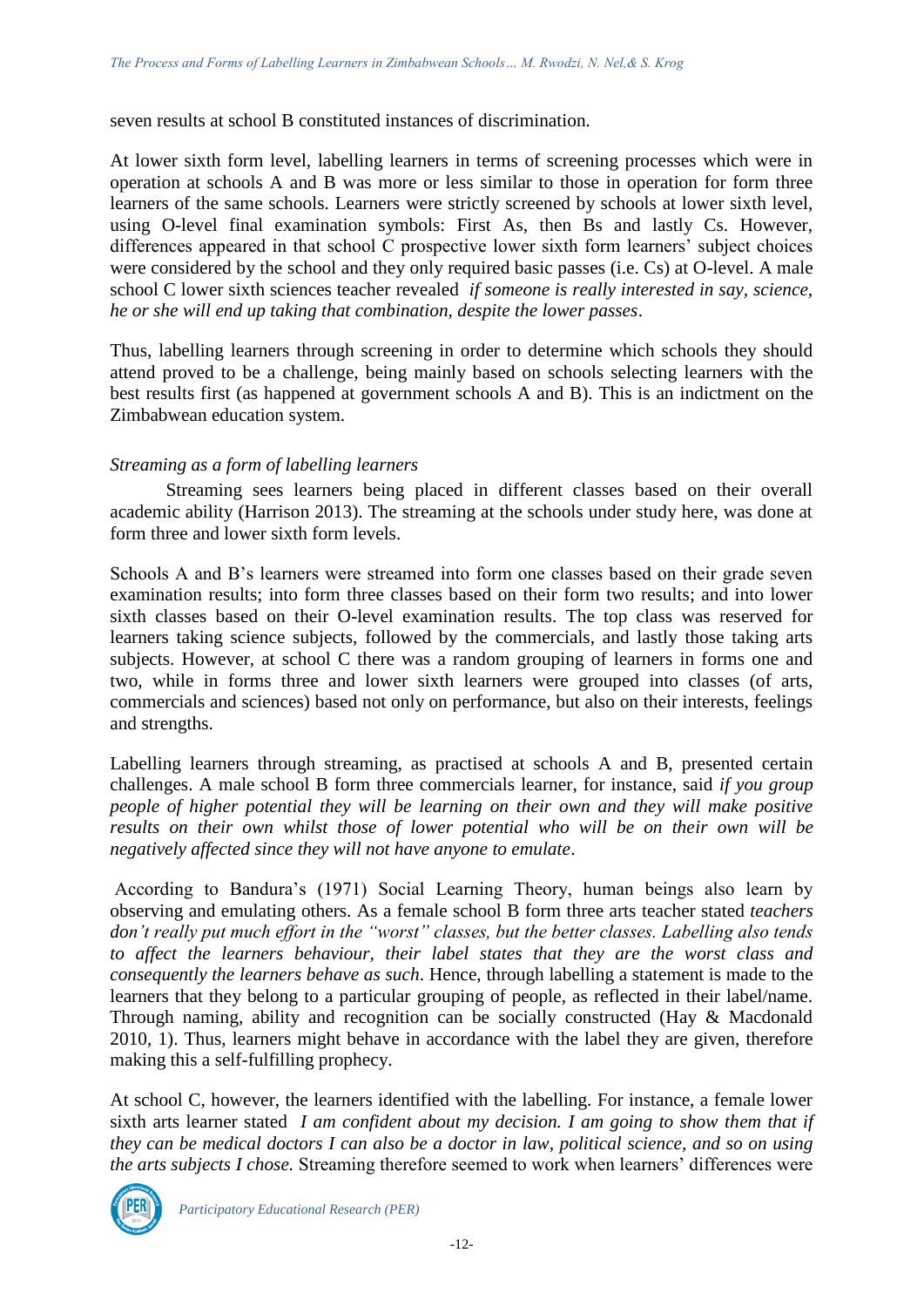seven results at school B constituted instances of discrimination.

At lower sixth form level, labelling learners in terms of screening processes which were in operation at schools A and B was more or less similar to those in operation for form three learners of the same schools. Learners were strictly screened by schools at lower sixth level, using O-level final examination symbols: First As, then Bs and lastly Cs. However, differences appeared in that school C prospective lower sixth form learners' subject choices were considered by the school and they only required basic passes (i.e. Cs) at O-level. A male school C lower sixth sciences teacher revealed *if someone is really interested in say, science, he or she will end up taking that combination, despite the lower passes*.

Thus, labelling learners through screening in order to determine which schools they should attend proved to be a challenge, being mainly based on schools selecting learners with the best results first (as happened at government schools A and B). This is an indictment on the Zimbabwean education system.

*Streaming as a form of labelling learners*

Streaming sees learners being placed in different classes based on their overall academic ability (Harrison 2013). The streaming at the schools under study here, was done at form three and lower sixth form levels.

Schools A and B's learners were streamed into form one classes based on their grade seven examination results; into form three classes based on their form two results; and into lower sixth classes based on their O-level examination results. The top class was reserved for learners taking science subjects, followed by the commercials, and lastly those taking arts subjects. However, at school C there was a random grouping of learners in forms one and two, while in forms three and lower sixth learners were grouped into classes (of arts, commercials and sciences) based not only on performance, but also on their interests, feelings and strengths.

Labelling learners through streaming, as practised at schools A and B, presented certain challenges. A male school B form three commercials learner, for instance, said *if you group people of higher potential they will be learning on their own and they will make positive results on their own whilst those of lower potential who will be on their own will be negatively affected since they will not have anyone to emulate*.

According to Bandura's (1971) Social Learning Theory, human beings also learn by observing and emulating others. As a female school B form three arts teacher stated *teachers don't really put much effort in the "worst" classes, but the better classes. Labelling also tends to affect the learners behaviour, their label states that they are the worst class and consequently the learners behave as such*. Hence, through labelling a statement is made to the learners that they belong to a particular grouping of people, as reflected in their label/name. Through naming, ability and recognition can be socially constructed (Hay & Macdonald 2010, 1). Thus, learners might behave in accordance with the label they are given, therefore making this a self-fulfilling prophecy.

At school C, however, the learners identified with the labelling. For instance, a female lower sixth arts learner stated *I am confident about my decision. I am going to show them that if they can be medical doctors I can also be a doctor in law, political science, and so on using the arts subjects I chose.* Streaming therefore seemed to work when learners' differences were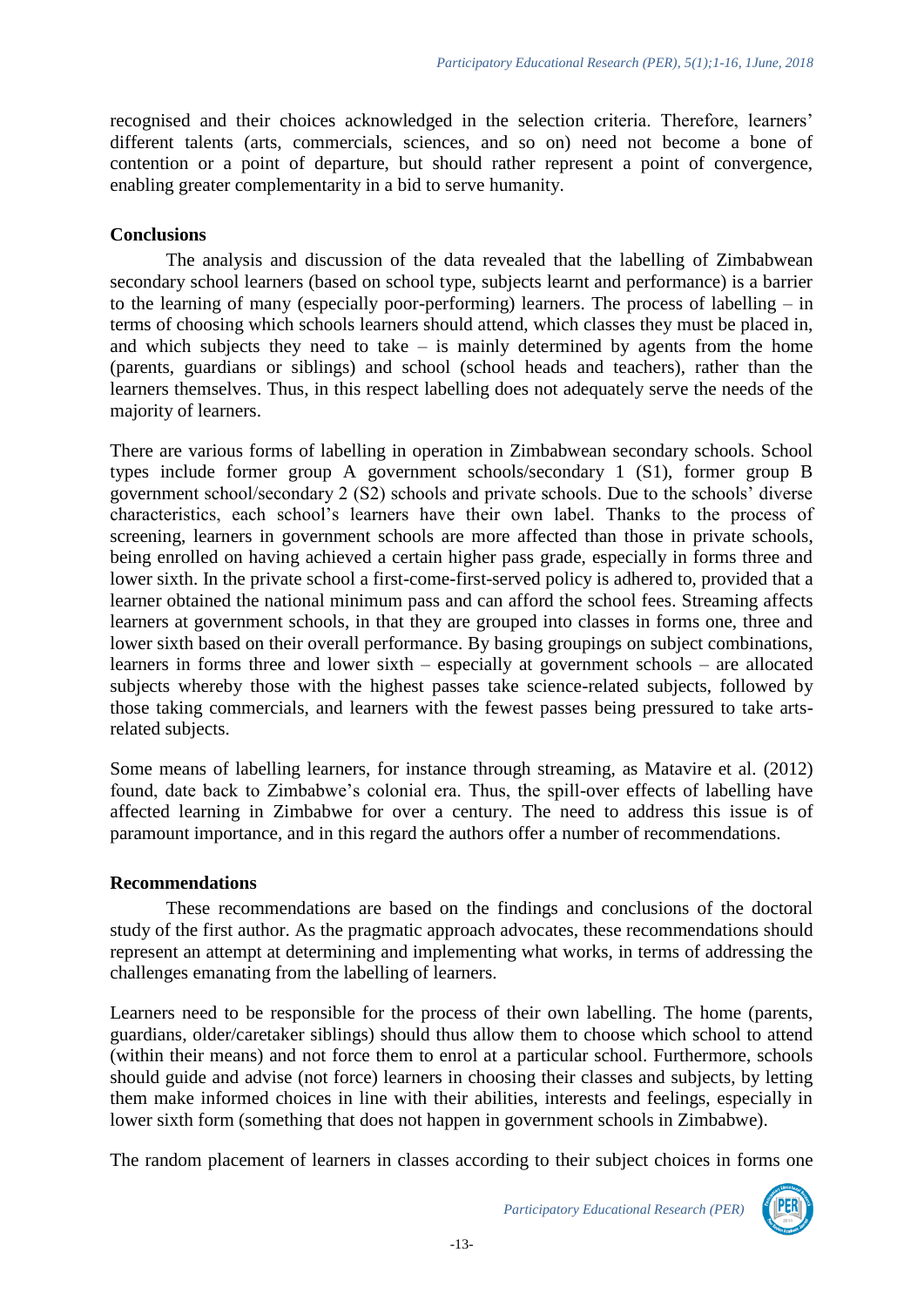recognised and their choices acknowledged in the selection criteria. Therefore, learners' different talents (arts, commercials, sciences, and so on) need not become a bone of contention or a point of departure, but should rather represent a point of convergence, enabling greater complementarity in a bid to serve humanity.

## Conclusions

The analysis and discussion of the data revealed that the labelling of Zimbabwean secondary school learners (based on school type, subjects learnt and performance) is a barrier to the learning of many (especially poor-performing) learners. The process of labelling – in terms of choosing which schools learners should attend, which classes they must be placed in, and which subjects they need to take – is mainly determined by agents from the home (parents, guardians or siblings) and school (school heads and teachers), rather than the learners themselves. Thus, in this respect labelling does not adequately serve the needs of the majority of learners.

There are various forms of labelling in operation in Zimbabwean secondary schools. School types include former group A government schools/secondary 1 (S1), former group B government school/secondary 2 (S2) schools and private schools. Due to the schools' diverse characteristics, each school's learners have their own label. Thanks to the process of screening, learners in government schools are more affected than those in private schools, being enrolled on having achieved a certain higher pass grade, especially in forms three and lower sixth. In the private school a first-come-first-served policy is adhered to, provided that a learner obtained the national minimum pass and can afford the school fees. Streaming affects learners at government schools, in that they are grouped into classes in forms one, three and lower sixth based on their overall performance. By basing groupings on subject combinations, learners in forms three and lower sixth – especially at government schools – are allocated subjects whereby those with the highest passes take science-related subjects, followed by those taking commercials, and learners with the fewest passes being pressured to take arts-related subjects.

Some means of labelling learners, for instance through streaming, as Matavire et al. (2012) found, date back to Zimbabwe's colonial era. Thus, the spill-over effects of labelling have affected learning in Zimbabwe for over a century. The need to address this issue is of paramount importance, and in this regard the authors offer a number of recommendations.

## Recommendations

These recommendations are based on the findings and conclusions of the doctoral study of the first author. As the pragmatic approach advocates, these recommendations should represent an attempt at determining and implementing what works, in terms of addressing the challenges emanating from the labelling of learners.

Learners need to be responsible for the process of their own labelling. The home (parents, guardians, older/caretaker siblings) should thus allow them to choose which school to attend (within their means) and not force them to enrol at a particular school. Furthermore, schools should guide and advise (not force) learners in choosing their classes and subjects, by letting them make informed choices in line with their abilities, interests and feelings, especially in lower sixth form (something that does not happen in government schools in Zimbabwe).

The random placement of learners in classes according to their subject choices in forms one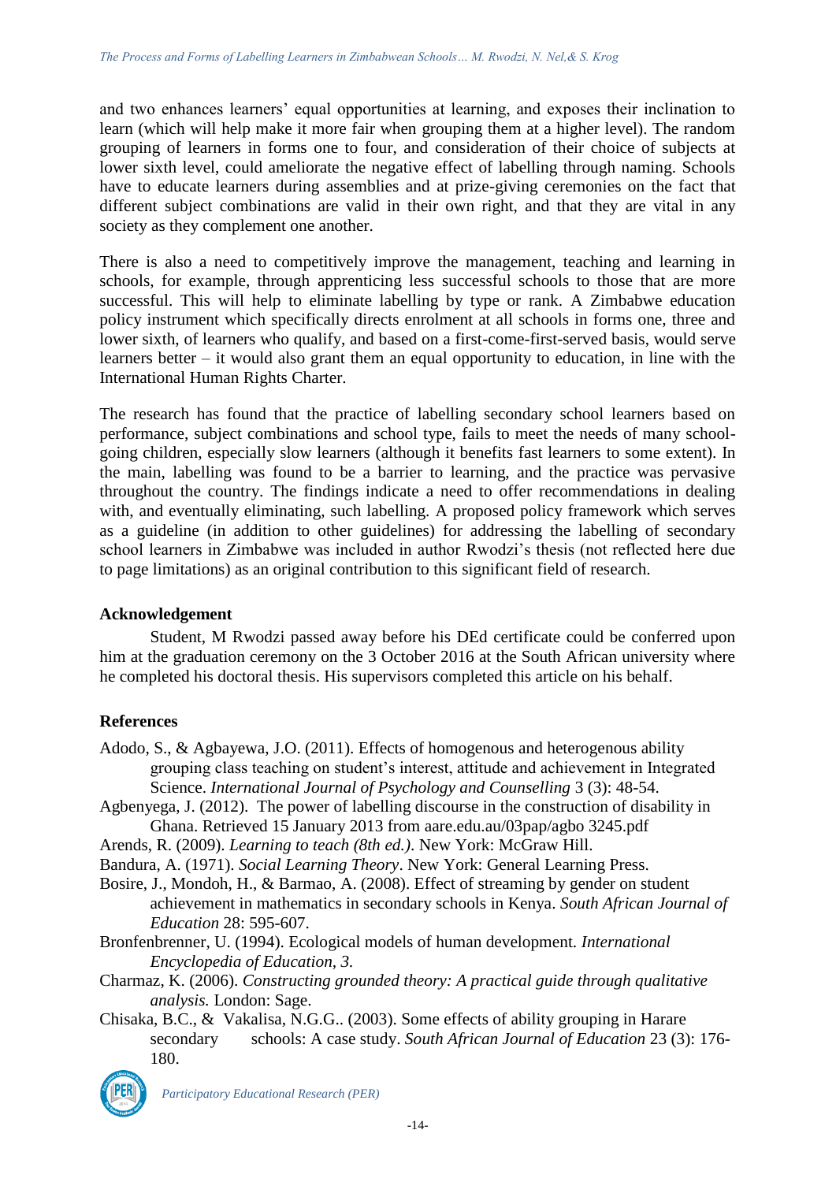and two enhances learners' equal opportunities at learning, and exposes their inclination to learn (which will help make it more fair when grouping them at a higher level). The random grouping of learners in forms one to four, and consideration of their choice of subjects at lower sixth level, could ameliorate the negative effect of labelling through naming. Schools have to educate learners during assemblies and at prize-giving ceremonies on the fact that different subject combinations are valid in their own right, and that they are vital in any society as they complement one another.

There is also a need to competitively improve the management, teaching and learning in schools, for example, through apprenticing less successful schools to those that are more successful. This will help to eliminate labelling by type or rank. A Zimbabwe education policy instrument which specifically directs enrolment at all schools in forms one, three and lower sixth, of learners who qualify, and based on a first-come-first-served basis, would serve learners better – it would also grant them an equal opportunity to education, in line with the International Human Rights Charter.

The research has found that the practice of labelling secondary school learners based on performance, subject combinations and school type, fails to meet the needs of many school-going children, especially slow learners (although it benefits fast learners to some extent). In the main, labelling was found to be a barrier to learning, and the practice was pervasive throughout the country. The findings indicate a need to offer recommendations in dealing with, and eventually eliminating, such labelling. A proposed policy framework which serves as a guideline (in addition to other guidelines) for addressing the labelling of secondary school learners in Zimbabwe was included in author Rwodzi's thesis (not reflected here due to page limitations) as an original contribution to this significant field of research.

## Acknowledgement

Student, M Rwodzi passed away before his DEd certificate could be conferred upon him at the graduation ceremony on the 3 October 2016 at the South African university where he completed his doctoral thesis. His supervisors completed this article on his behalf.

## References

Adodo, S., & Agbayewa, J.O. (2011). Effects of homogenous and heterogenous ability grouping class teaching on student's interest, attitude and achievement in Integrated Science. *International Journal of Psychology and Counselling* 3 (3): 48-54.

Agbenyega, J. (2012). The power of labelling discourse in the construction of disability in Ghana. Retrieved 15 January 2013 from aare.edu.au/03pap/agbo 3245.pdf

Arends, R. (2009). *Learning to teach (8th ed.)*. New York: McGraw Hill.

Bandura, A. (1971). *Social Learning Theory*. New York: General Learning Press.

Bosire, J., Mondoh, H., & Barmao, A. (2008). Effect of streaming by gender on student achievement in mathematics in secondary schools in Kenya. *South African Journal of Education* 28: 595-607.

Bronfenbrenner, U. (1994). Ecological models of human development. *International Encyclopedia of Education, 3.*

Charmaz, K. (2006). *Constructing grounded theory: A practical guide through qualitative analysis.* London: Sage.

Chisaka, B.C., & Vakalisa, N.G.G.. (2003). Some effects of ability grouping in Harare secondary schools: A case study. *South African Journal of Education* 23 (3): 176-180.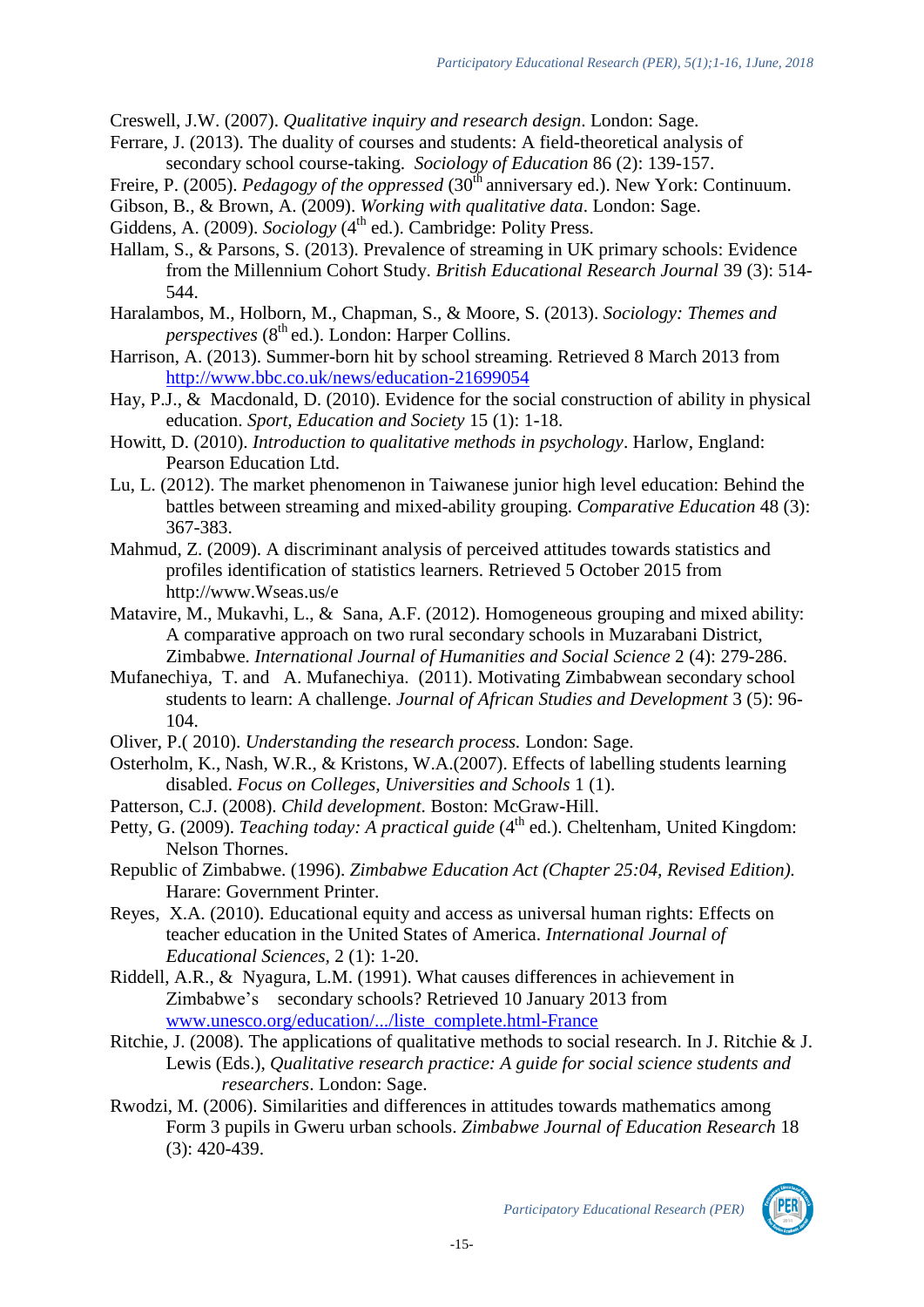Creswell, J.W. (2007). *Qualitative inquiry and research design*. London: Sage.

Ferrare, J. (2013). The duality of courses and students: A field-theoretical analysis of secondary school course-taking. *Sociology of Education* 86 (2): 139-157.

Freire, P. (2005). *Pedagogy of the oppressed* (30th anniversary ed.). New York: Continuum.

Gibson, B., & Brown, A. (2009). *Working with qualitative data*. London: Sage.

Giddens, A. (2009). *Sociology* (4th ed.). Cambridge: Polity Press.

Hallam, S., & Parsons, S. (2013). Prevalence of streaming in UK primary schools: Evidence from the Millennium Cohort Study. *British Educational Research Journal* 39 (3): 514-544.

Haralambos, M., Holborn, M., Chapman, S., & Moore, S. (2013). *Sociology: Themes and perspectives* (8th ed.). London: Harper Collins.

Harrison, A. (2013). Summer-born hit by school streaming. Retrieved 8 March 2013 from http://www.bbc.co.uk/news/education-21699054

Hay, P.J., & Macdonald, D. (2010). Evidence for the social construction of ability in physical education. *Sport, Education and Society* 15 (1): 1-18.

Howitt, D. (2010). *Introduction to qualitative methods in psychology*. Harlow, England: Pearson Education Ltd.

Lu, L. (2012). The market phenomenon in Taiwanese junior high level education: Behind the battles between streaming and mixed-ability grouping. *Comparative Education* 48 (3): 367-383.

Mahmud, Z. (2009). A discriminant analysis of perceived attitudes towards statistics and profiles identification of statistics learners. Retrieved 5 October 2015 from http://www.Wseas.us/e

Matavire, M., Mukavhi, L., & Sana, A.F. (2012). Homogeneous grouping and mixed ability: A comparative approach on two rural secondary schools in Muzarabani District, Zimbabwe. *International Journal of Humanities and Social Science* 2 (4): 279-286.

Mufanechiya, T. and A. Mufanechiya. (2011). Motivating Zimbabwean secondary school students to learn: A challenge. *Journal of African Studies and Development* 3 (5): 96-104.

Oliver, P.( 2010). *Understanding the research process.* London: Sage.

Osterholm, K., Nash, W.R., & Kristons, W.A.(2007). Effects of labelling students learning disabled. *Focus on Colleges, Universities and Schools* 1 (1).

Patterson, C.J. (2008). *Child development*. Boston: McGraw-Hill.

Petty, G. (2009). *Teaching today: A practical guide* (4th ed.). Cheltenham, United Kingdom: Nelson Thornes.

Republic of Zimbabwe. (1996). *Zimbabwe Education Act (Chapter 25:04, Revised Edition).* Harare: Government Printer.

Reyes, X.A. (2010). Educational equity and access as universal human rights: Effects on teacher education in the United States of America. *International Journal of Educational Sciences*, 2 (1): 1-20.

Riddell, A.R., & Nyagura, L.M. (1991). What causes differences in achievement in Zimbabwe's secondary schools? Retrieved 10 January 2013 from www.unesco.org/education/.../liste_complete.html-France

Ritchie, J. (2008). The applications of qualitative methods to social research. In J. Ritchie & J. Lewis (Eds.), *Qualitative research practice: A guide for social science students and researchers*. London: Sage.

Rwodzi, M. (2006). Similarities and differences in attitudes towards mathematics among Form 3 pupils in Gweru urban schools. *Zimbabwe Journal of Education Research* 18 (3): 420-439.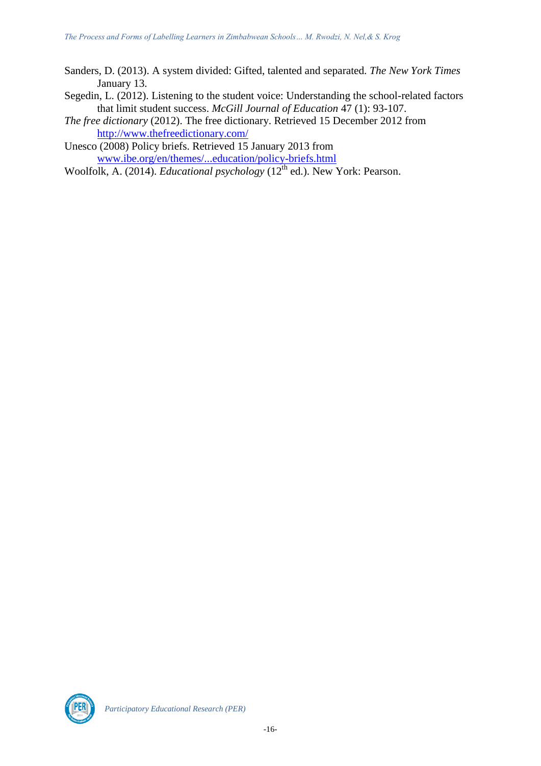Sanders, D. (2013). A system divided: Gifted, talented and separated. *The New York Times* January 13.

Segedin, L. (2012). Listening to the student voice: Understanding the school-related factors that limit student success. *McGill Journal of Education* 47 (1): 93-107.

*The free dictionary* (2012). The free dictionary. Retrieved 15 December 2012 from http://www.thefreedictionary.com/

Unesco (2008) Policy briefs. Retrieved 15 January 2013 from www.ibe.org/en/themes/...education/policy-briefs.html

Woolfolk, A. (2014). *Educational psychology* (12th ed.). New York: Pearson.